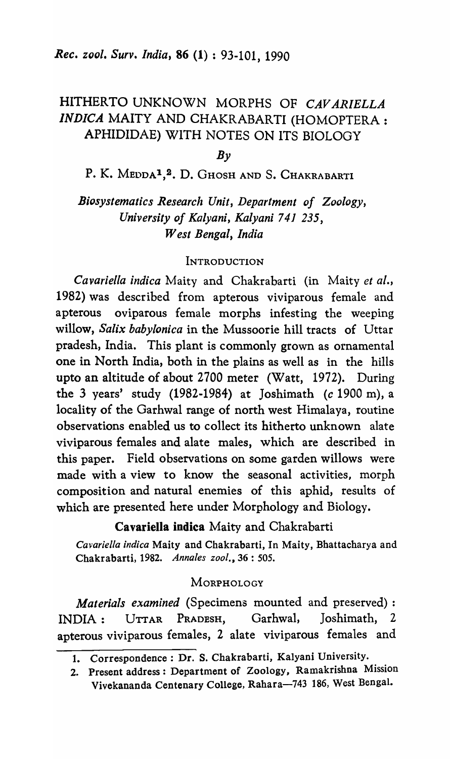# HITHERTO UNKNOWN MORPHS OF *CAVARIELLA INDICA* MAITY AND CHAKRABARTI (HOMOPTERA : APHIDIDAE) WITH NOTES ON ITS BIOLOGY

*By*

P. K. MEDDA[1,2], D. GHOSH AND S. CHAKRABARTI

*Biosystematics Research Unit, Department of Zoology, University of Kalyani, Kalyani 741 235, West Bengal, India*

## INTRODUCTION

*Cavariella indica* Maity and Chakrabarti (in Maity *et al.*, 1982) was described from apterous viviparous female and apterous oviparous female morphs infesting the weeping willow, *Salix babylonica* in the Mussoorie hill tracts of Uttar pradesh, India. This plant is commonly grown as ornamental one in North India, both in the plains as well as in the hills upto an altitude of about 2700 meter (Watt, 1972). During the 3 years' study (1982-1984) at Joshimath (*c* 1900 m), a locality of the Garhwal range of north west Himalaya, routine observations enabled us to collect its hitherto unknown alate viviparous females and alate males, which are described in this paper. Field observations on some garden willows were made with a view to know the seasonal activities, morph composition and natural enemies of this aphid, results of which are presented here under Morphology and Biology.

### Cavariella indica Maity and Chakrabarti

*Cavariella indica* Maity and Chakrabarti, In Maity, Bhattacharya and Chakrabarti, 1982. *Annales zool.*, 36 : 505.

## MORPHOLOGY

*Materials examined* (Specimens mounted and preserved) : INDIA : UTTAR PRADESH, Garhwal, Joshimath, 2 apterous viviparous females, 2 alate viviparous females and

1. Correspondence : Dr. S. Chakrabarti, Kalyani University.
2. Present address : Department of Zoology, Ramakrishna Mission Vivekananda Centenary College, Rahara—743 186, West Bengal.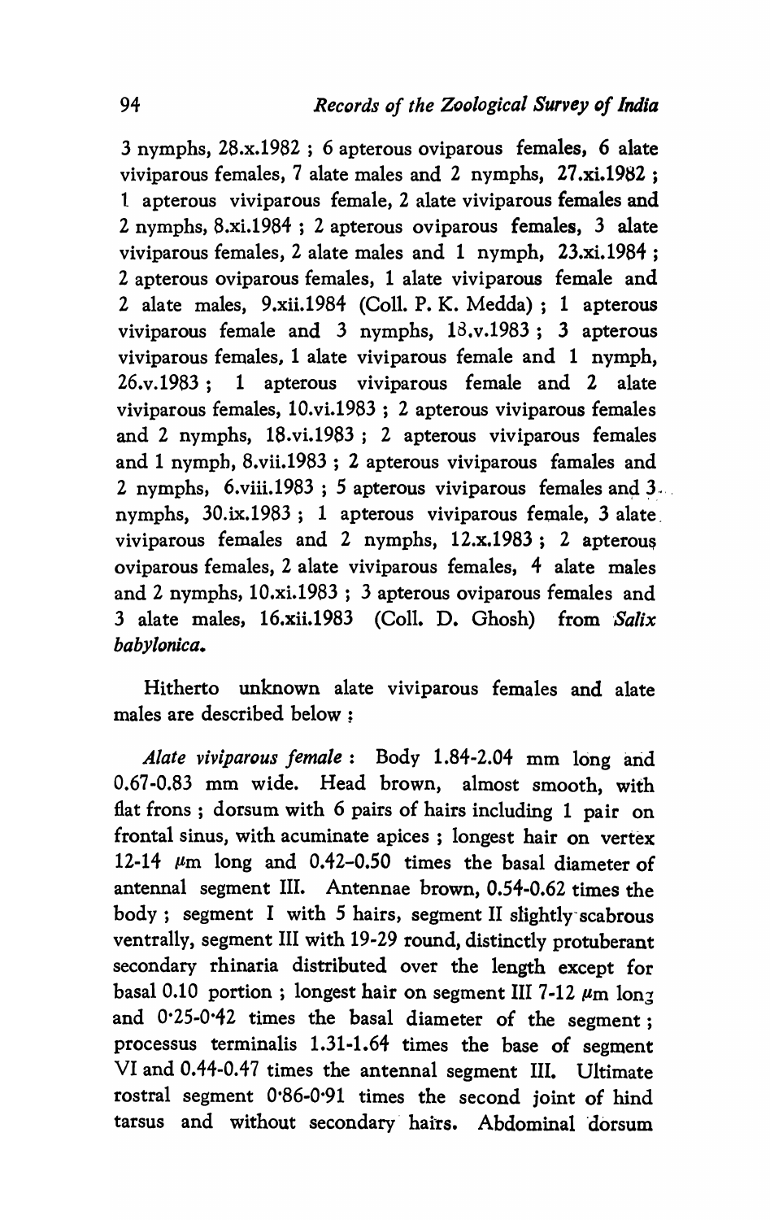3 nymphs, 28.x.1982 ; 6 apterous oviparous females, 6 alate viviparous females, 7 alate males and 2 nymphs, 27.xi.1982 ; 1 apterous viviparous female, 2 alate viviparous females and 2 nymphs, 8.xi.1984 ; 2 apterous oviparous females, 3 alate viviparous females, 2 alate males and 1 nymph, 23.xi.1984 ; 2 apterous oviparous females, 1 alate viviparous female and 2 alate males, 9.xii.1984 (Coll. P. K. Medda) ; 1 apterous viviparous female and 3 nymphs, 18.v.1983 ; 3 apterous viviparous females, 1 alate viviparous female and 1 nymph, 26.v.1983 ; 1 apterous viviparous female and 2 alate viviparous females, 10.vi.1983 ; 2 apterous viviparous females and 2 nymphs, 18.vi.1983 ; 2 apterous viviparous females and 1 nymph, 8.vii.1983 ; 2 apterous viviparous famales and 2 nymphs, 6.viii.1983 ; 5 apterous viviparous females and 3 nymphs, 30.ix.1983 ; 1 apterous viviparous female, 3 alate viviparous females and 2 nymphs, 12.x.1983 ; 2 apterous oviparous females, 2 alate viviparous females, 4 alate males and 2 nymphs, 10.xi.1983 ; 3 apterous oviparous females and 3 alate males, 16.xii.1983 (Coll. D. Ghosh) from *Salix babylonica*.

Hitherto unknown alate viviparous females and alate males are described below :

*Alate viviparous female* : Body 1.84-2.04 mm long and 0.67-0.83 mm wide. Head brown, almost smooth, with flat frons ; dorsum with 6 pairs of hairs including 1 pair on frontal sinus, with acuminate apices ; longest hair on vertex 12-14 μm long and 0.42-0.50 times the basal diameter of antennal segment III. Antennae brown, 0.54-0.62 times the body ; segment I with 5 hairs, segment II slightly scabrous ventrally, segment III with 19-29 round, distinctly protuberant secondary rhinaria distributed over the length except for basal 0.10 portion ; longest hair on segment III 7-12 μm long and 0·25-0·42 times the basal diameter of the segment ; processus terminalis 1.31-1.64 times the base of segment VI and 0.44-0.47 times the antennal segment III. Ultimate rostral segment 0·86-0·91 times the second joint of hind tarsus and without secondary hairs. Abdominal dorsum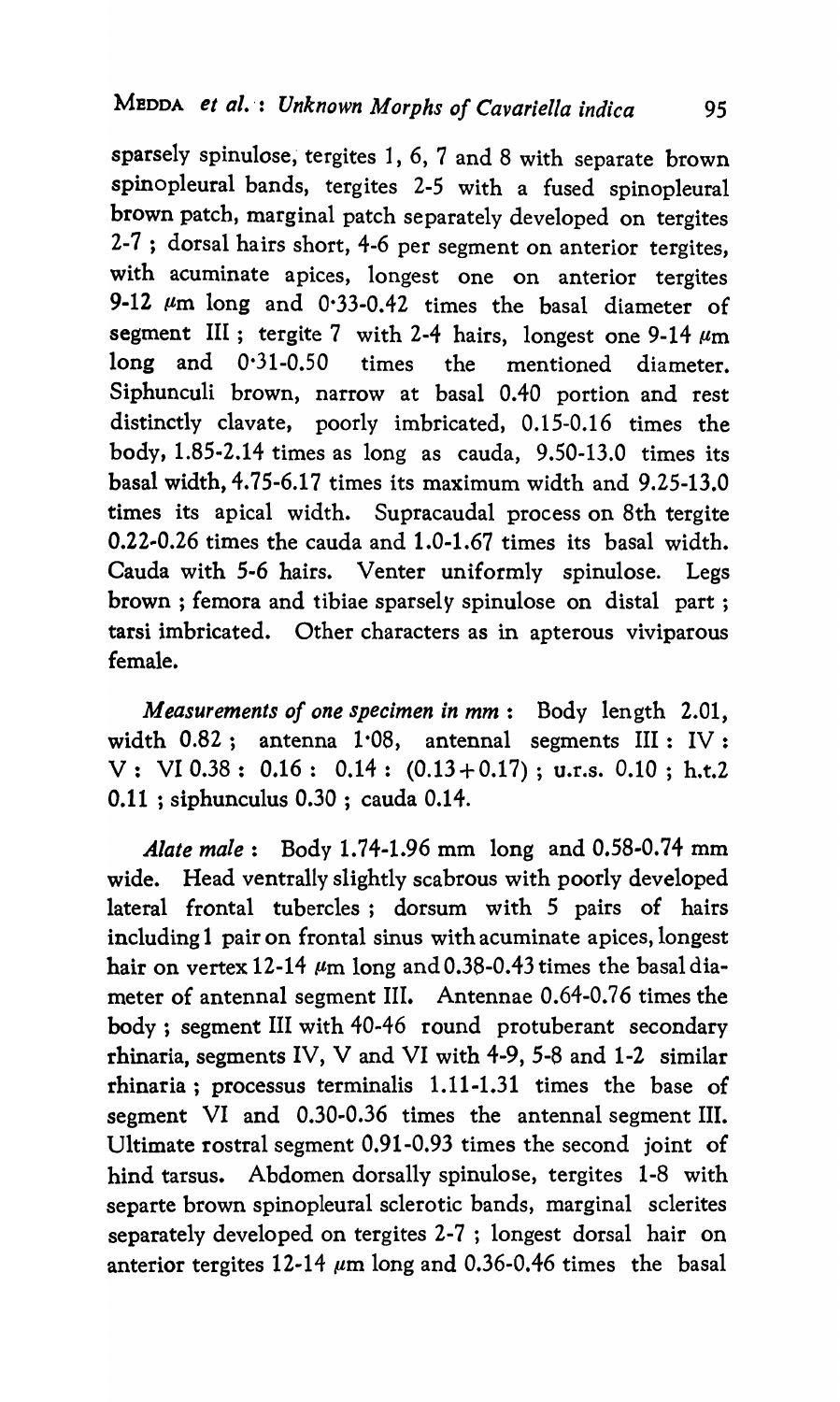sparsely spinulose, tergites 1, 6, 7 and 8 with separate brown spinopleural bands, tergites 2-5 with a fused spinopleural brown patch, marginal patch separately developed on tergites 2-7 ; dorsal hairs short, 4-6 per segment on anterior tergites, with acuminate apices, longest one on anterior tergites 9-12 μm long and 0·33-0.42 times the basal diameter of segment III ; tergite 7 with 2-4 hairs, longest one 9-14 μm long and 0·31-0.50 times the mentioned diameter. Siphunculi brown, narrow at basal 0.40 portion and rest distinctly clavate, poorly imbricated, 0.15-0.16 times the body, 1.85-2.14 times as long as cauda, 9.50-13.0 times its basal width, 4.75-6.17 times its maximum width and 9.25-13.0 times its apical width. Supracaudal process on 8th tergite 0.22-0.26 times the cauda and 1.0-1.67 times its basal width. Cauda with 5-6 hairs. Venter uniformly spinulose. Legs brown ; femora and tibiae sparsely spinulose on distal part ; tarsi imbricated. Other characters as in apterous viviparous female.

*Measurements of one specimen in mm* : Body length 2.01, width 0.82 ; antenna 1·08, antennal segments III : IV : V : VI 0.38 : 0.16 : 0.14 : (0.13 + 0.17) ; u.r.s. 0.10 ; h.t.2 0.11 ; siphunculus 0.30 ; cauda 0.14.

*Alate male* : Body 1.74-1.96 mm long and 0.58-0.74 mm wide. Head ventrally slightly scabrous with poorly developed lateral frontal tubercles ; dorsum with 5 pairs of hairs including 1 pair on frontal sinus with acuminate apices, longest hair on vertex 12-14 μm long and 0.38-0.43 times the basal diameter of antennal segment III. Antennae 0.64-0.76 times the body ; segment III with 40-46 round protuberant secondary rhinaria, segments IV, V and VI with 4-9, 5-8 and 1-2 similar rhinaria ; processus terminalis 1.11-1.31 times the base of segment VI and 0.30-0.36 times the antennal segment III. Ultimate rostral segment 0.91-0.93 times the second joint of hind tarsus. Abdomen dorsally spinulose, tergites 1-8 with separte brown spinopleural sclerotic bands, marginal sclerites separately developed on tergites 2-7 ; longest dorsal hair on anterior tergites 12-14 μm long and 0.36-0.46 times the basal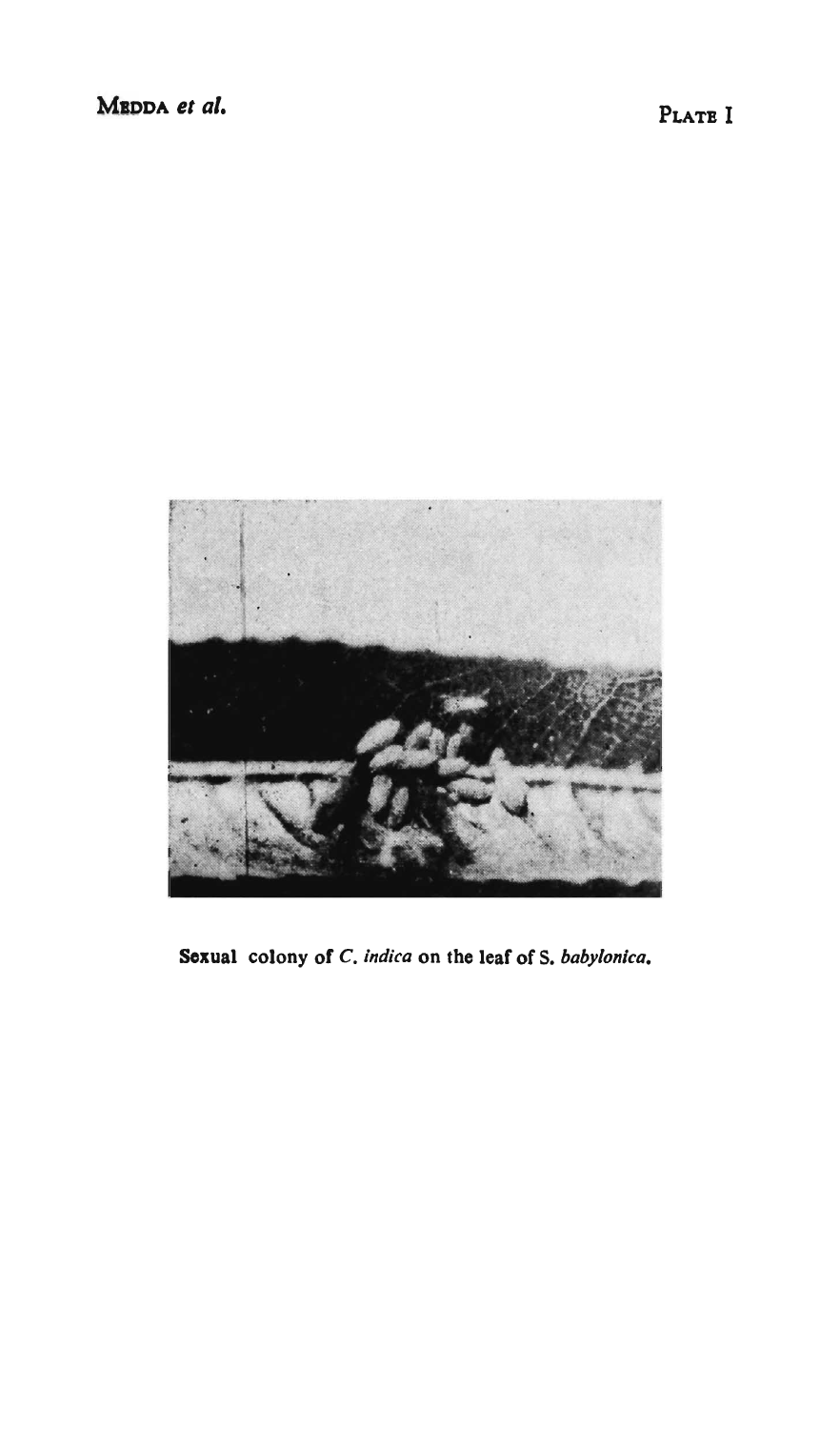PLATE I

Sexual colony of *C. indica* on the leaf of S. *babylonica*.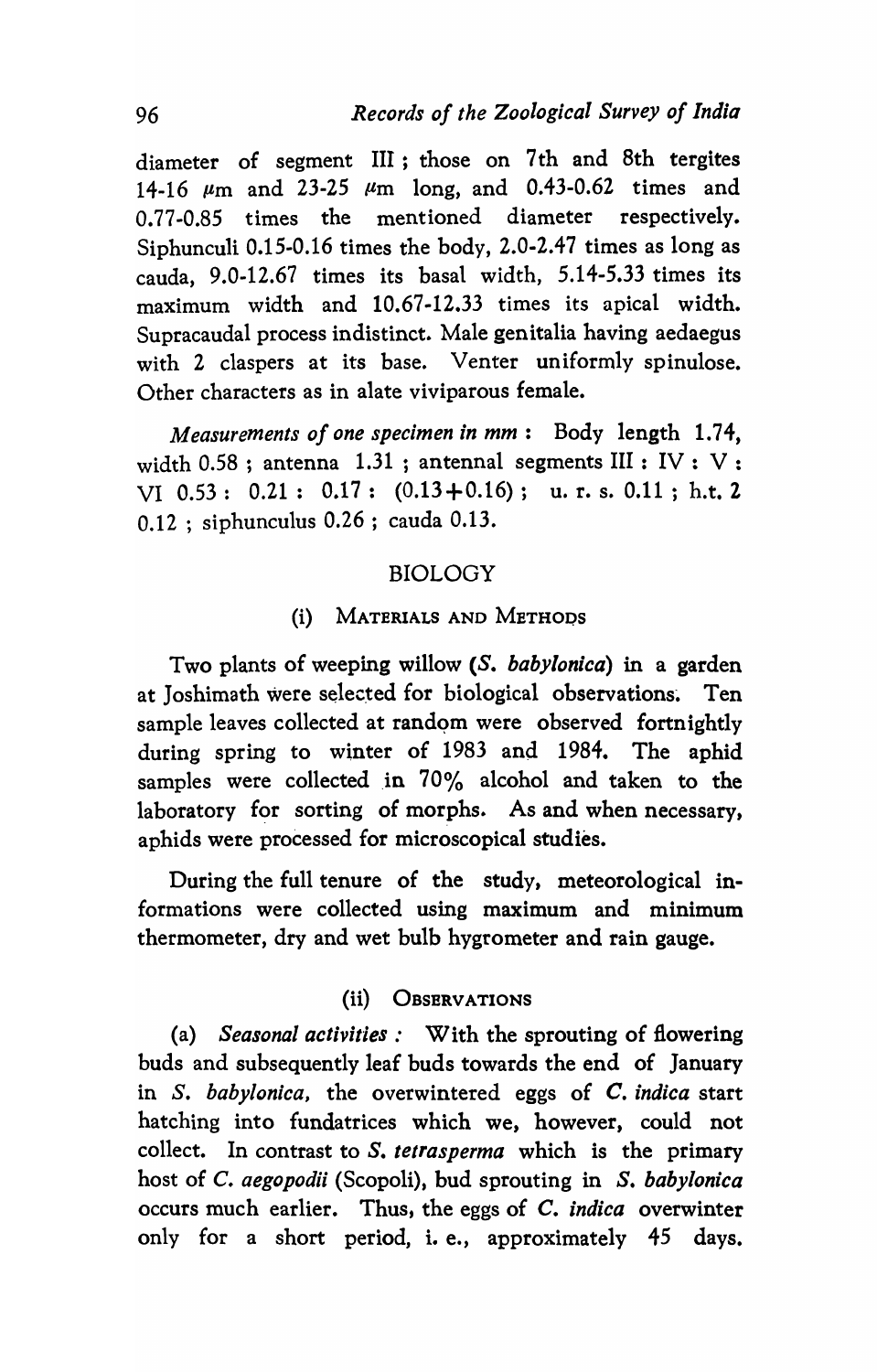diameter of segment III ; those on 7th and 8th tergites 14-16 $\mu$m and 23-25 $\mu$m long, and 0.43-0.62 times and 0.77-0.85 times the mentioned diameter respectively. Siphunculi 0.15-0.16 times the body, 2.0-2.47 times as long as cauda, 9.0-12.67 times its basal width, 5.14-5.33 times its maximum width and 10.67-12.33 times its apical width. Supracaudal process indistinct. Male genitalia having aedaegus with 2 claspers at its base. Venter uniformly spinulose. Other characters as in alate viviparous female.

*Measurements of one specimen in mm* : Body length 1.74, width 0.58 ; antenna 1.31 ; antennal segments III : IV : V : VI 0.53 : 0.21 : 0.17 : (0.13+0.16) ; u. r. s. 0.11 ; h.t. 2 0.12 ; siphunculus 0.26 ; cauda 0.13.

## BIOLOGY

### (i) Materials and Methods

Two plants of weeping willow (*S. babylonica*) in a garden at Joshimath were selected for biological observations. Ten sample leaves collected at random were observed fortnightly during spring to winter of 1983 and 1984. The aphid samples were collected in 70% alcohol and taken to the laboratory for sorting of morphs. As and when necessary, aphids were processed for microscopical studies.

During the full tenure of the study, meteorological informations were collected using maximum and minimum thermometer, dry and wet bulb hygrometer and rain gauge.

### (ii) Observations

(a) *Seasonal activities :* With the sprouting of flowering buds and subsequently leaf buds towards the end of January in *S. babylonica*, the overwintered eggs of *C. indica* start hatching into fundatrices which we, however, could not collect. In contrast to *S. tetrasperma* which is the primary host of *C. aegopodii* (Scopoli), bud sprouting in *S. babylonica* occurs much earlier. Thus, the eggs of *C. indica* overwinter only for a short period, i. e., approximately 45 days.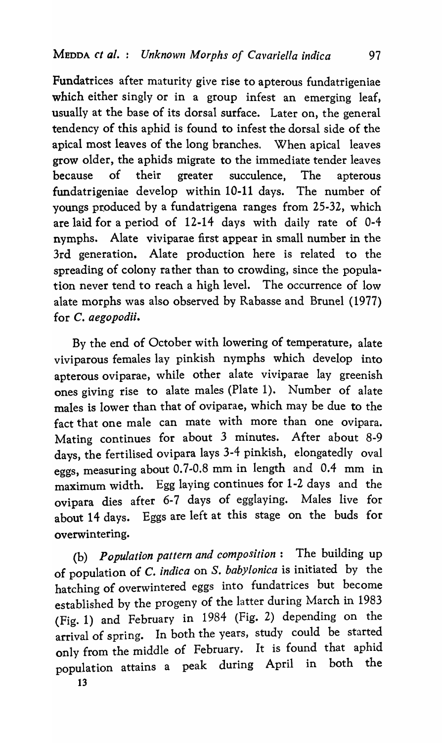Fundatrices after maturity give rise to apterous fundatrigeniae which either singly or in a group infest an emerging leaf, usually at the base of its dorsal surface. Later on, the general tendency of this aphid is found to infest the dorsal side of the apical most leaves of the long branches. When apical leaves grow older, the aphids migrate to the immediate tender leaves because of their greater succulence, The apterous fundatrigeniae develop within 10-11 days. The number of youngs produced by a fundatrigena ranges from 25-32, which are laid for a period of 12-14 days with daily rate of 0-4 nymphs. Alate viviparae first appear in small number in the 3rd generation. Alate production here is related to the spreading of colony rather than to crowding, since the population never tend to reach a high level. The occurrence of low alate morphs was also observed by Rabasse and Brunel (1977) for *C. aegopodii*.

By the end of October with lowering of temperature, alate viviparous females lay pinkish nymphs which develop into apterous oviparae, while other alate viviparae lay greenish ones giving rise to alate males (Plate 1). Number of alate males is lower than that of oviparae, which may be due to the fact that one male can mate with more than one ovipara. Mating continues for about 3 minutes. After about 8-9 days, the fertilised ovipara lays 3-4 pinkish, elongatedly oval eggs, measuring about 0.7-0.8 mm in length and 0.4 mm in maximum width. Egg laying continues for 1-2 days and the ovipara dies after 6-7 days of egglaying. Males live for about 14 days. Eggs are left at this stage on the buds for overwintering.

(b) *Population pattern and composition* : The building up of population of *C. indica* on *S. babylonica* is initiated by the hatching of overwintered eggs into fundatrices but become established by the progeny of the latter during March in 1983 (Fig. 1) and February in 1984 (Fig. 2) depending on the arrival of spring. In both the years, study could be started only from the middle of February. It is found that aphid population attains a peak during April in both the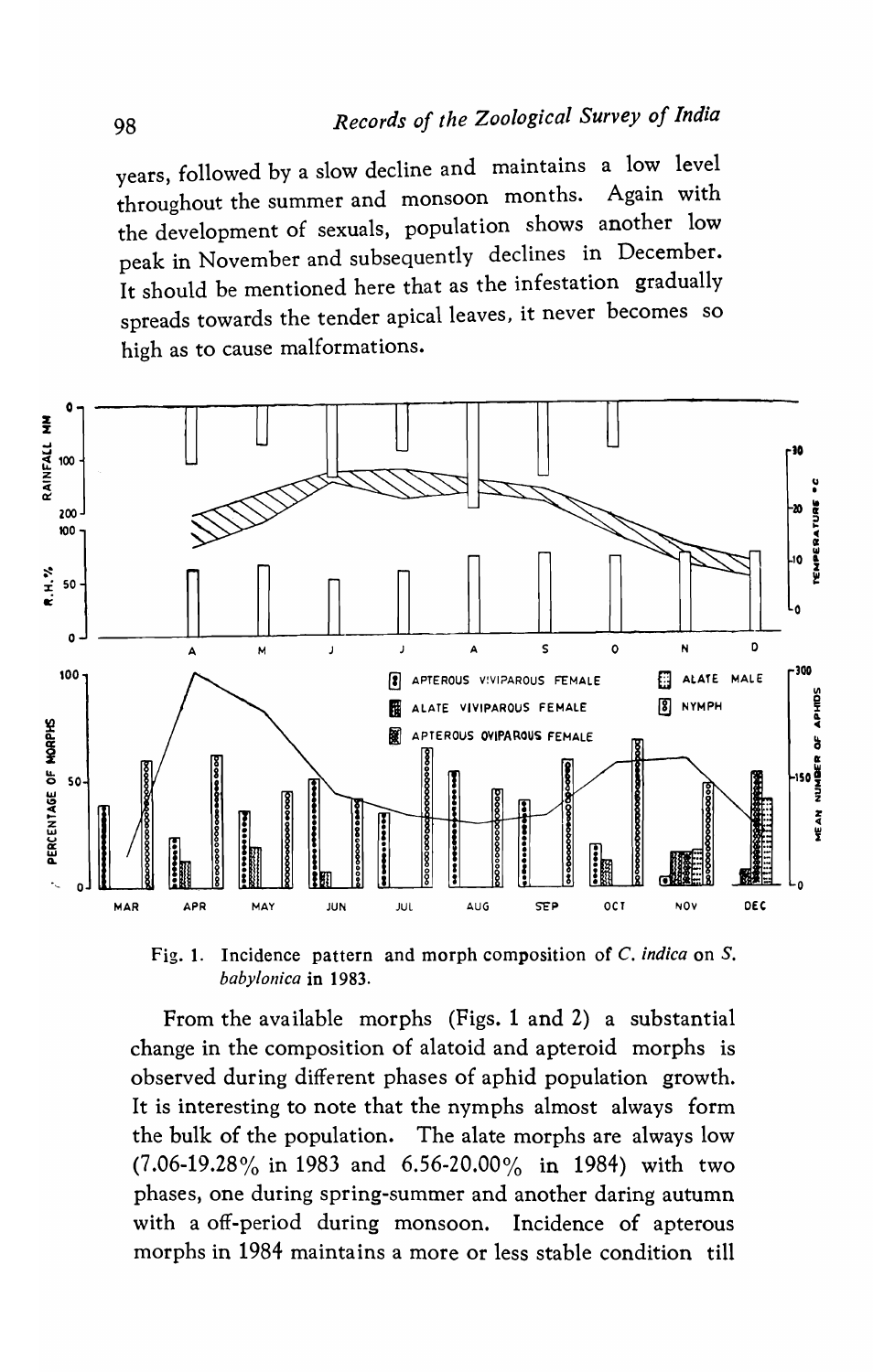years, followed by a slow decline and maintains a low level throughout the summer and monsoon months. Again with the development of sexuals, population shows another low peak in November and subsequently declines in December. It should be mentioned here that as the infestation gradually spreads towards the tender apical leaves, it never becomes so high as to cause malformations.

Fig. 1. Incidence pattern and morph composition of *C. indica* on *S. babylonica* in 1983.

From the available morphs (Figs. 1 and 2) a substantial change in the composition of alatoid and apteroid morphs is observed during different phases of aphid population growth. It is interesting to note that the nymphs almost always form the bulk of the population. The alate morphs are always low (7.06-19.28% in 1983 and 6.56-20.00% in 1984) with two phases, one during spring-summer and another daring autumn with a off-period during monsoon. Incidence of apterous morphs in 1984 maintains a more or less stable condition till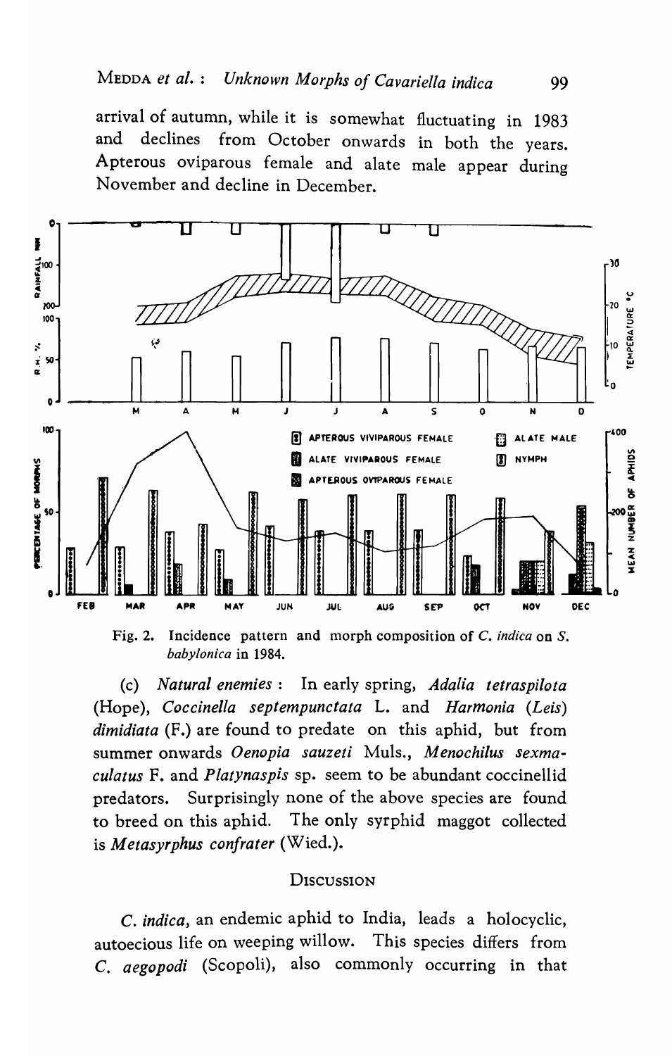arrival of autumn, while it is somewhat fluctuating in 1983 and declines from October onwards in both the years. Apterous oviparous female and alate male appear during November and decline in December.

Fig. 2. Incidence pattern and morph composition of *C. indica* on *S. babylonica* in 1984.

(c) *Natural enemies* : In early spring, *Adalia tetraspilota* (Hope), *Coccinella septempunctata* L. and *Harmonia (Leis) dimidiata* (F.) are found to predate on this aphid, but from summer onwards *Oenopia sauzeti* Muls., *Menochilus sexmaculatus* F. and *Platynaspis* sp. seem to be abundant coccinellid predators. Surprisingly none of the above species are found to breed on this aphid. The only syrphid maggot collected is *Metasyrphus confrater* (Wied.).

## Discussion

*C. indica*, an endemic aphid to India, leads a holocyclic, autoecious life on weeping willow. This species differs from *C. aegopodi* (Scopoli), also commonly occurring in that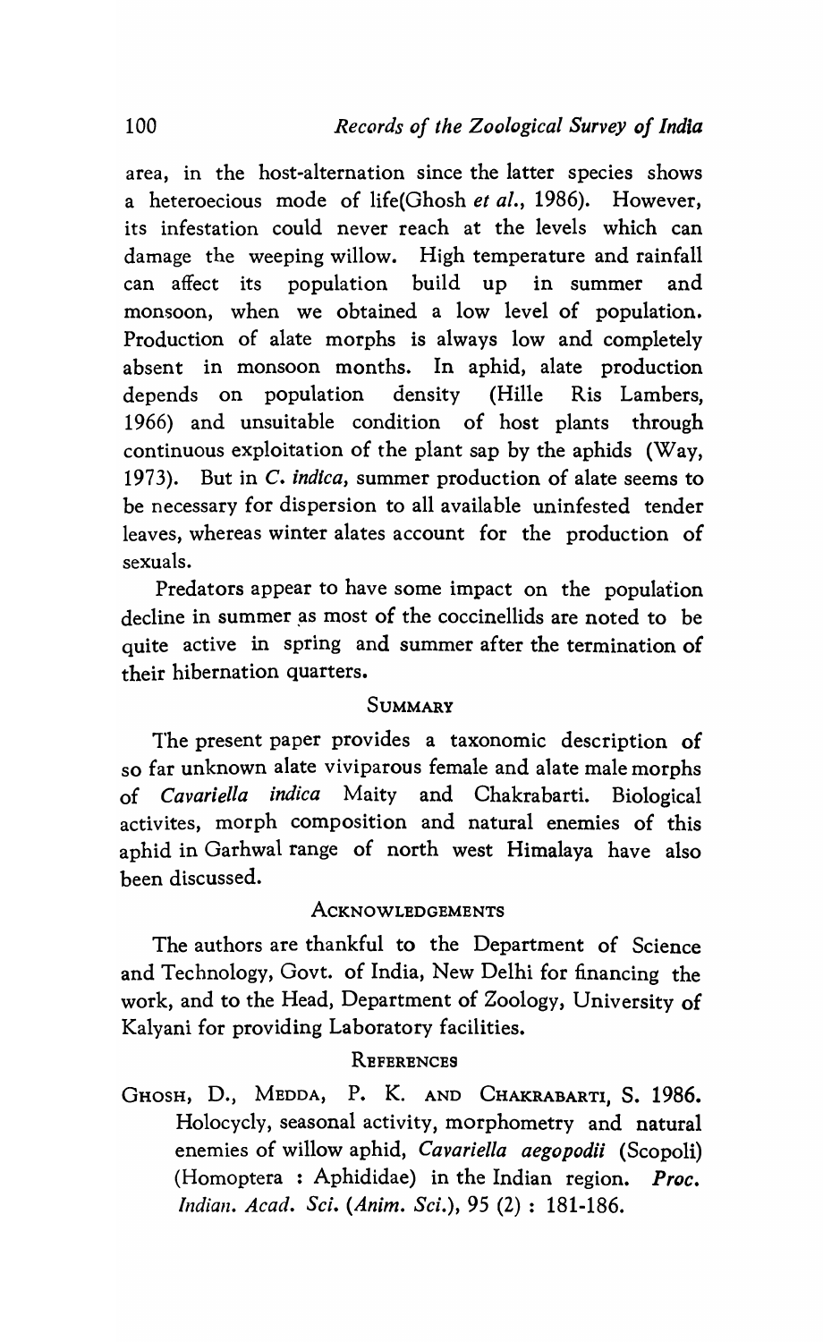area, in the host-alternation since the latter species shows a heteroecious mode of life(Ghosh *et al.*, 1986). However, its infestation could never reach at the levels which can damage the weeping willow. High temperature and rainfall can affect its population build up in summer and monsoon, when we obtained a low level of population. Production of alate morphs is always low and completely absent in monsoon months. In aphid, alate production depends on population density (Hille Ris Lambers, 1966) and unsuitable condition of host plants through continuous exploitation of the plant sap by the aphids (Way, 1973). But in *C. indica*, summer production of alate seems to be necessary for dispersion to all available uninfested tender leaves, whereas winter alates account for the production of sexuals.

Predators appear to have some impact on the population decline in summer as most of the coccinellids are noted to be quite active in spring and summer after the termination of their hibernation quarters.

## SUMMARY

The present paper provides a taxonomic description of so far unknown alate viviparous female and alate male morphs of *Cavariella indica* Maity and Chakrabarti. Biological activites, morph composition and natural enemies of this aphid in Garhwal range of north west Himalaya have also been discussed.

## ACKNOWLEDGEMENTS

The authors are thankful to the Department of Science and Technology, Govt. of India, New Delhi for financing the work, and to the Head, Department of Zoology, University of Kalyani for providing Laboratory facilities.

## REFERENCES

GHOSH, D., MEDDA, P. K. AND CHAKRABARTI, S. 1986. Holocycly, seasonal activity, morphometry and natural enemies of willow aphid, *Cavariella aegopodii* (Scopoli) (Homoptera : Aphididae) in the Indian region. *Proc. Indian. Acad. Sci. (Anim. Sci.)*, 95 (2) : 181-186.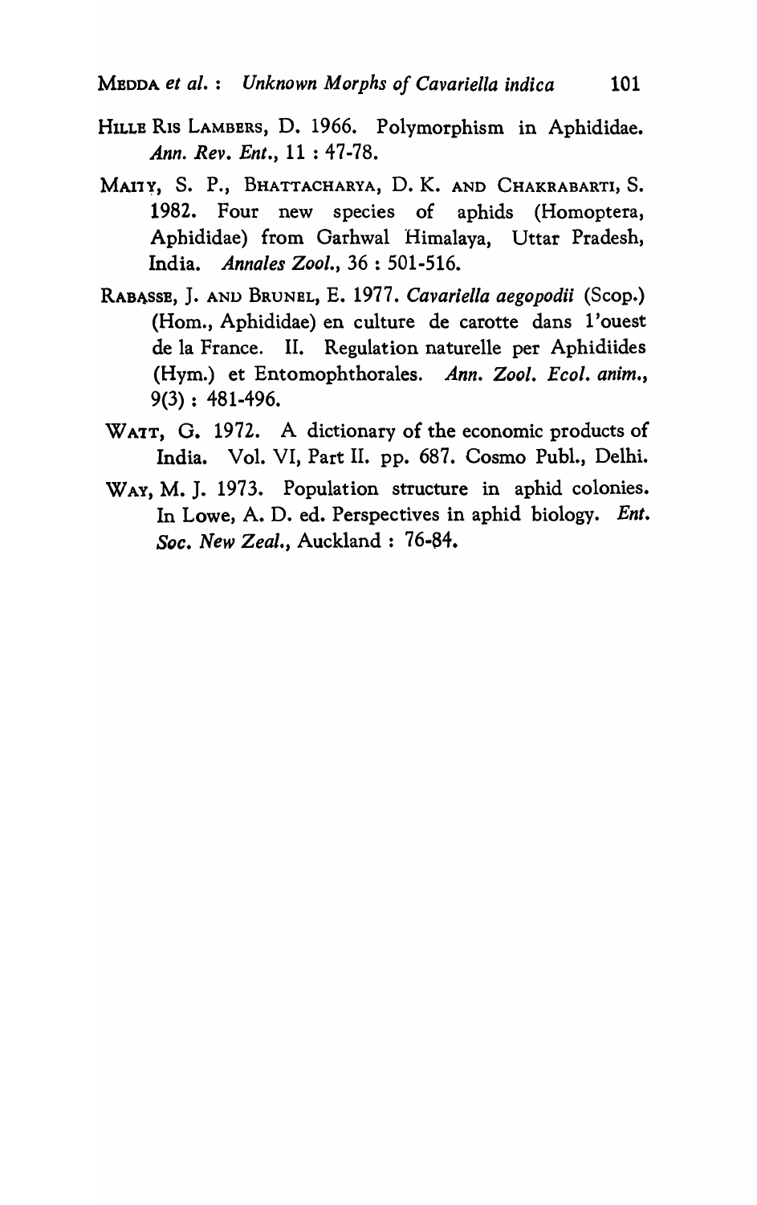HILLE RIS LAMBERS, D. 1966. Polymorphism in Aphididae. *Ann. Rev. Ent.*, 11 : 47-78.

MAITY, S. P., BHATTACHARYA, D. K. AND CHAKRABARTI, S. 1982. Four new species of aphids (Homoptera, Aphididae) from Garhwal Himalaya, Uttar Pradesh, India. *Annales Zool.*, 36 : 501-516.

RABASSE, J. AND BRUNEL, E. 1977. *Cavariella aegopodii* (Scop.) (Hom., Aphididae) en culture de carotte dans l'ouest de la France. II. Regulation naturelle per Aphidiides (Hym.) et Entomophthorales. *Ann. Zool. Ecol. anim.*, 9(3) : 481-496.

WATT, G. 1972. A dictionary of the economic products of India. Vol. VI, Part II. pp. 687. Cosmo Publ., Delhi.

WAY, M. J. 1973. Population structure in aphid colonies. In Lowe, A. D. ed. Perspectives in aphid biology. *Ent. Soc. New Zeal.*, Auckland : 76-84.